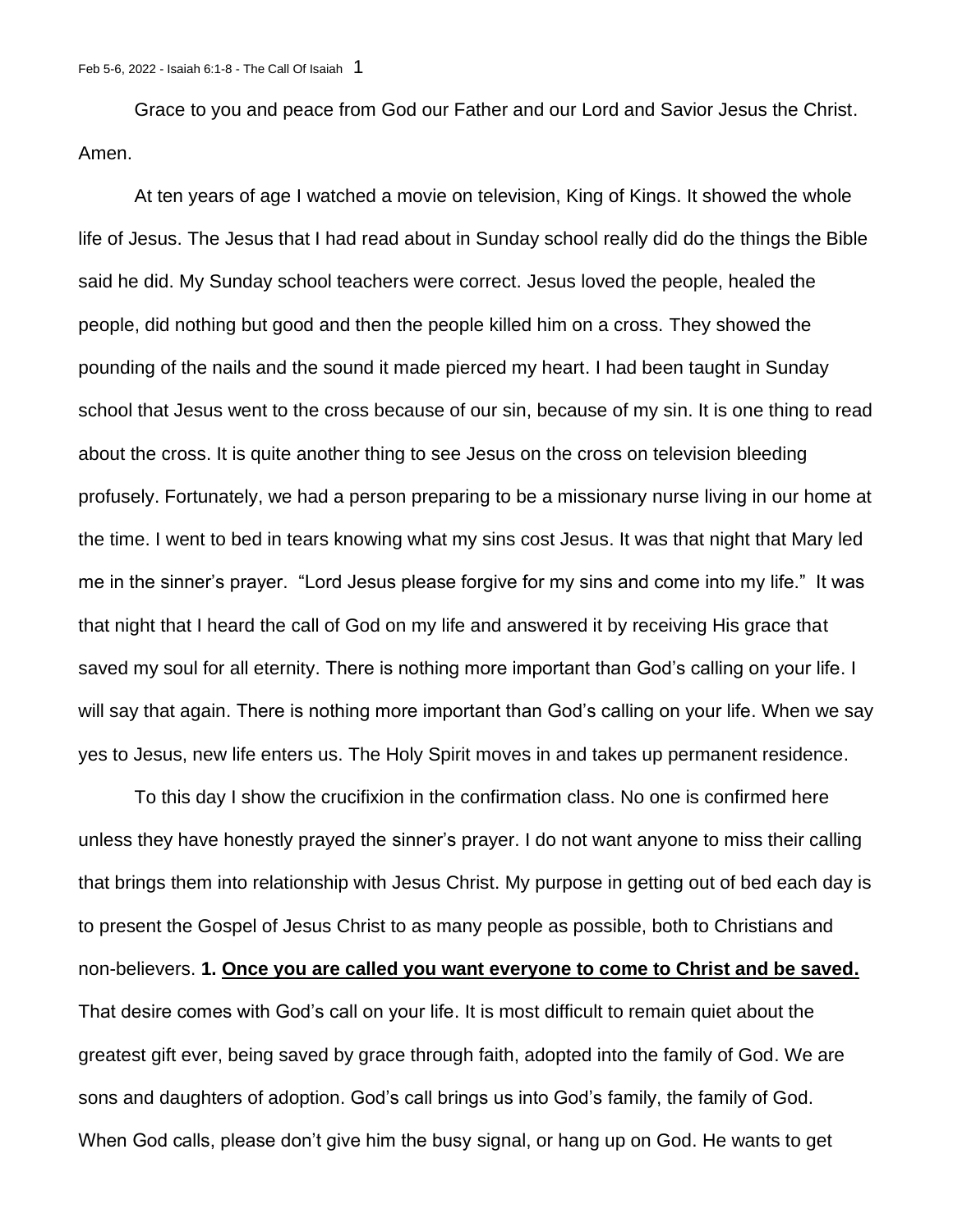Grace to you and peace from God our Father and our Lord and Savior Jesus the Christ. Amen.

At ten years of age I watched a movie on television, King of Kings. It showed the whole life of Jesus. The Jesus that I had read about in Sunday school really did do the things the Bible said he did. My Sunday school teachers were correct. Jesus loved the people, healed the people, did nothing but good and then the people killed him on a cross. They showed the pounding of the nails and the sound it made pierced my heart. I had been taught in Sunday school that Jesus went to the cross because of our sin, because of my sin. It is one thing to read about the cross. It is quite another thing to see Jesus on the cross on television bleeding profusely. Fortunately, we had a person preparing to be a missionary nurse living in our home at the time. I went to bed in tears knowing what my sins cost Jesus. It was that night that Mary led me in the sinner's prayer. "Lord Jesus please forgive for my sins and come into my life." It was that night that I heard the call of God on my life and answered it by receiving His grace that saved my soul for all eternity. There is nothing more important than God's calling on your life. I will say that again. There is nothing more important than God's calling on your life. When we say yes to Jesus, new life enters us. The Holy Spirit moves in and takes up permanent residence.

To this day I show the crucifixion in the confirmation class. No one is confirmed here unless they have honestly prayed the sinner's prayer. I do not want anyone to miss their calling that brings them into relationship with Jesus Christ. My purpose in getting out of bed each day is to present the Gospel of Jesus Christ to as many people as possible, both to Christians and non-believers. **1. <u>Once you are called you want everyone to come to Christ and be saved.</u>** That desire comes with God's call on your life. It is most difficult to remain quiet about the greatest gift ever, being saved by grace through faith, adopted into the family of God. We are sons and daughters of adoption. God's call brings us into God's family, the family of God. When God calls, please don't give him the busy signal, or hang up on God. He wants to get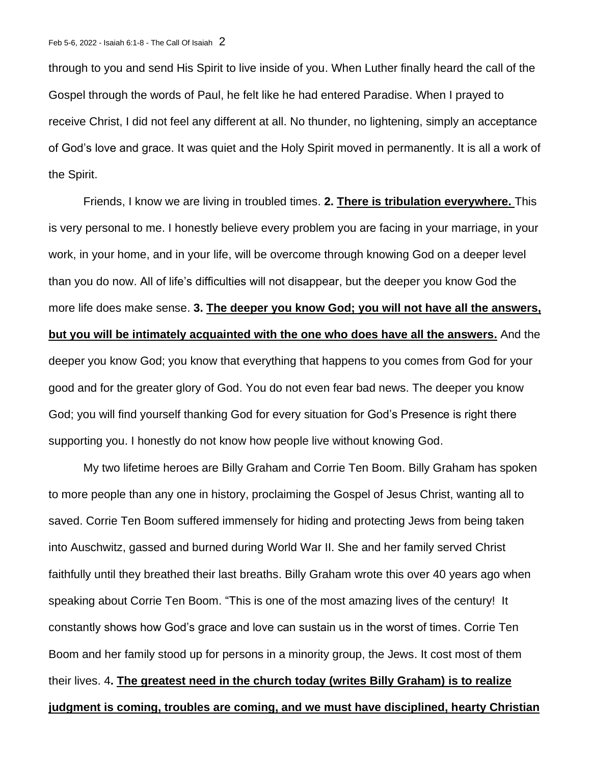through to you and send His Spirit to live inside of you. When Luther finally heard the call of the Gospel through the words of Paul, he felt like he had entered Paradise. When I prayed to receive Christ, I did not feel any different at all. No thunder, no lightening, simply an acceptance of God's love and grace. It was quiet and the Holy Spirit moved in permanently. It is all a work of the Spirit.

Friends, I know we are living in troubled times. **2. <u>There is tribulation everywhere.</u>** This is very personal to me. I honestly believe every problem you are facing in your marriage, in your work, in your home, and in your life, will be overcome through knowing God on a deeper level than you do now. All of life's difficulties will not disappear, but the deeper you know God the more life does make sense. **3. <u>The deeper you know God; you will not have all the answers, but you will be intimately acquainted with the one who does have all the answers.</u>** And the deeper you know God; you know that everything that happens to you comes from God for your good and for the greater glory of God. You do not even fear bad news. The deeper you know God; you will find yourself thanking God for every situation for God's Presence is right there supporting you. I honestly do not know how people live without knowing God.

My two lifetime heroes are Billy Graham and Corrie Ten Boom. Billy Graham has spoken to more people than any one in history, proclaiming the Gospel of Jesus Christ, wanting all to saved. Corrie Ten Boom suffered immensely for hiding and protecting Jews from being taken into Auschwitz, gassed and burned during World War II. She and her family served Christ faithfully until they breathed their last breaths. Billy Graham wrote this over 40 years ago when speaking about Corrie Ten Boom. "This is one of the most amazing lives of the century! It constantly shows how God's grace and love can sustain us in the worst of times. Corrie Ten Boom and her family stood up for persons in a minority group, the Jews. It cost most of them their lives. 4**. <u>The greatest need in the church today (writes Billy Graham) is to realize judgment is coming, troubles are coming, and we must have disciplined, hearty Christian</u>**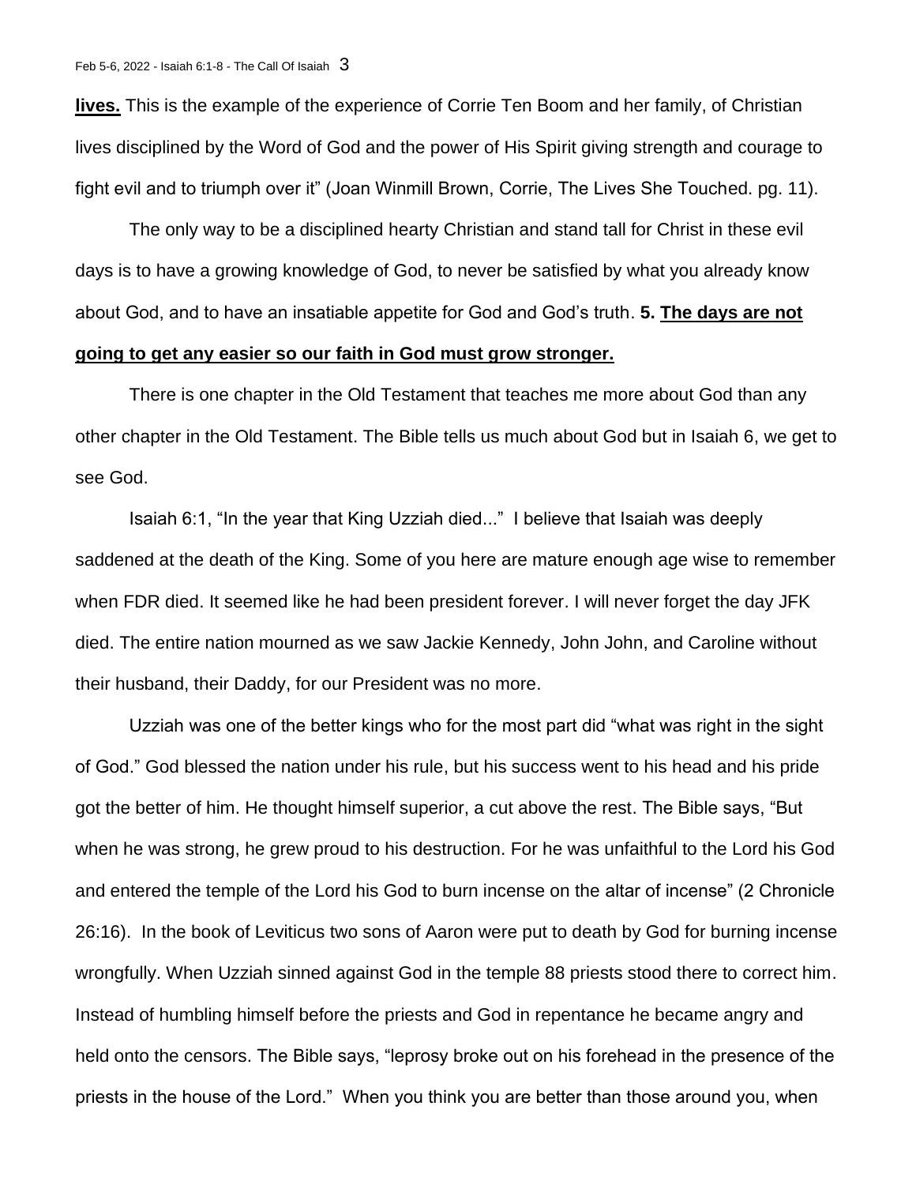**lives.** This is the example of the experience of Corrie Ten Boom and her family, of Christian lives disciplined by the Word of God and the power of His Spirit giving strength and courage to fight evil and to triumph over it" (Joan Winmill Brown, Corrie, The Lives She Touched. pg. 11).

The only way to be a disciplined hearty Christian and stand tall for Christ in these evil days is to have a growing knowledge of God, to never be satisfied by what you already know about God, and to have an insatiable appetite for God and God's truth. **5. The days are not going to get any easier so our faith in God must grow stronger.**

There is one chapter in the Old Testament that teaches me more about God than any other chapter in the Old Testament. The Bible tells us much about God but in Isaiah 6, we get to see God.

Isaiah 6:1, "In the year that King Uzziah died..." I believe that Isaiah was deeply saddened at the death of the King. Some of you here are mature enough age wise to remember when FDR died. It seemed like he had been president forever. I will never forget the day JFK died. The entire nation mourned as we saw Jackie Kennedy, John John, and Caroline without their husband, their Daddy, for our President was no more.

Uzziah was one of the better kings who for the most part did "what was right in the sight of God." God blessed the nation under his rule, but his success went to his head and his pride got the better of him. He thought himself superior, a cut above the rest. The Bible says, "But when he was strong, he grew proud to his destruction. For he was unfaithful to the Lord his God and entered the temple of the Lord his God to burn incense on the altar of incense" (2 Chronicle 26:16). In the book of Leviticus two sons of Aaron were put to death by God for burning incense wrongfully. When Uzziah sinned against God in the temple 88 priests stood there to correct him. Instead of humbling himself before the priests and God in repentance he became angry and held onto the censors. The Bible says, "leprosy broke out on his forehead in the presence of the priests in the house of the Lord." When you think you are better than those around you, when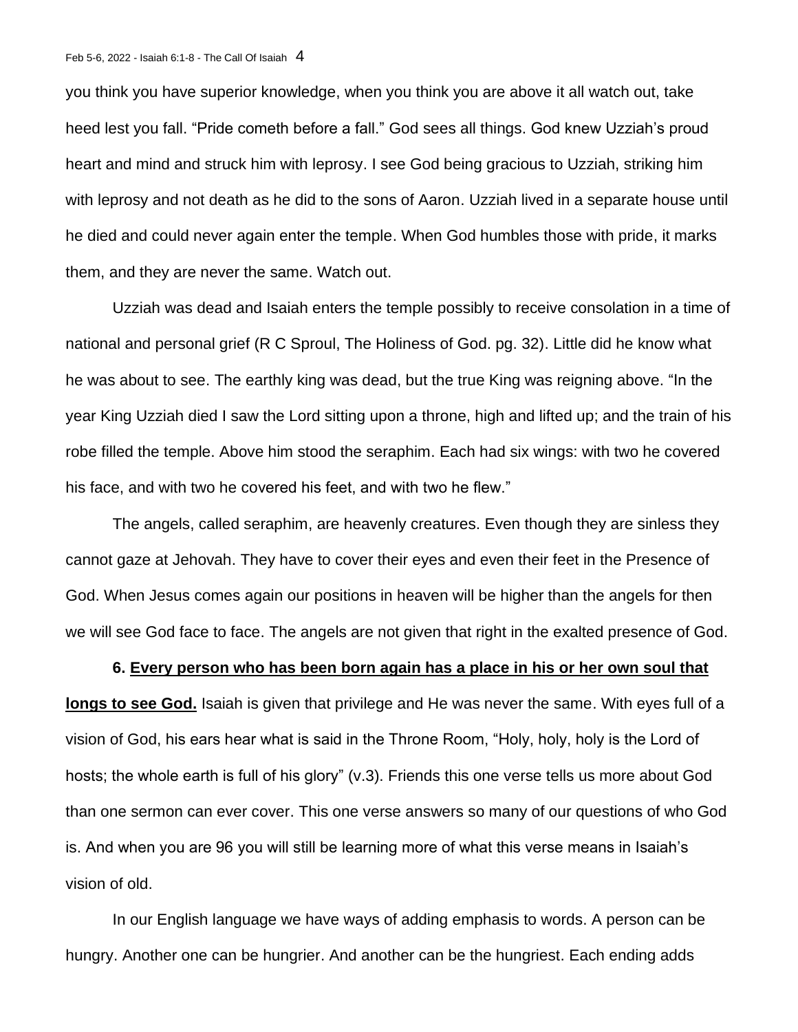you think you have superior knowledge, when you think you are above it all watch out, take heed lest you fall. "Pride cometh before a fall." God sees all things. God knew Uzziah's proud heart and mind and struck him with leprosy. I see God being gracious to Uzziah, striking him with leprosy and not death as he did to the sons of Aaron. Uzziah lived in a separate house until he died and could never again enter the temple. When God humbles those with pride, it marks them, and they are never the same. Watch out.

Uzziah was dead and Isaiah enters the temple possibly to receive consolation in a time of national and personal grief (R C Sproul, The Holiness of God. pg. 32). Little did he know what he was about to see. The earthly king was dead, but the true King was reigning above. "In the year King Uzziah died I saw the Lord sitting upon a throne, high and lifted up; and the train of his robe filled the temple. Above him stood the seraphim. Each had six wings: with two he covered his face, and with two he covered his feet, and with two he flew."

The angels, called seraphim, are heavenly creatures. Even though they are sinless they cannot gaze at Jehovah. They have to cover their eyes and even their feet in the Presence of God. When Jesus comes again our positions in heaven will be higher than the angels for then we will see God face to face. The angels are not given that right in the exalted presence of God.

**6. <u>Every person who has been born again has a place in his or her own soul that longs to see God.</u>** Isaiah is given that privilege and He was never the same. With eyes full of a vision of God, his ears hear what is said in the Throne Room, "Holy, holy, holy is the Lord of hosts; the whole earth is full of his glory" (v.3). Friends this one verse tells us more about God than one sermon can ever cover. This one verse answers so many of our questions of who God is. And when you are 96 you will still be learning more of what this verse means in Isaiah's vision of old.

In our English language we have ways of adding emphasis to words. A person can be hungry. Another one can be hungrier. And another can be the hungriest. Each ending adds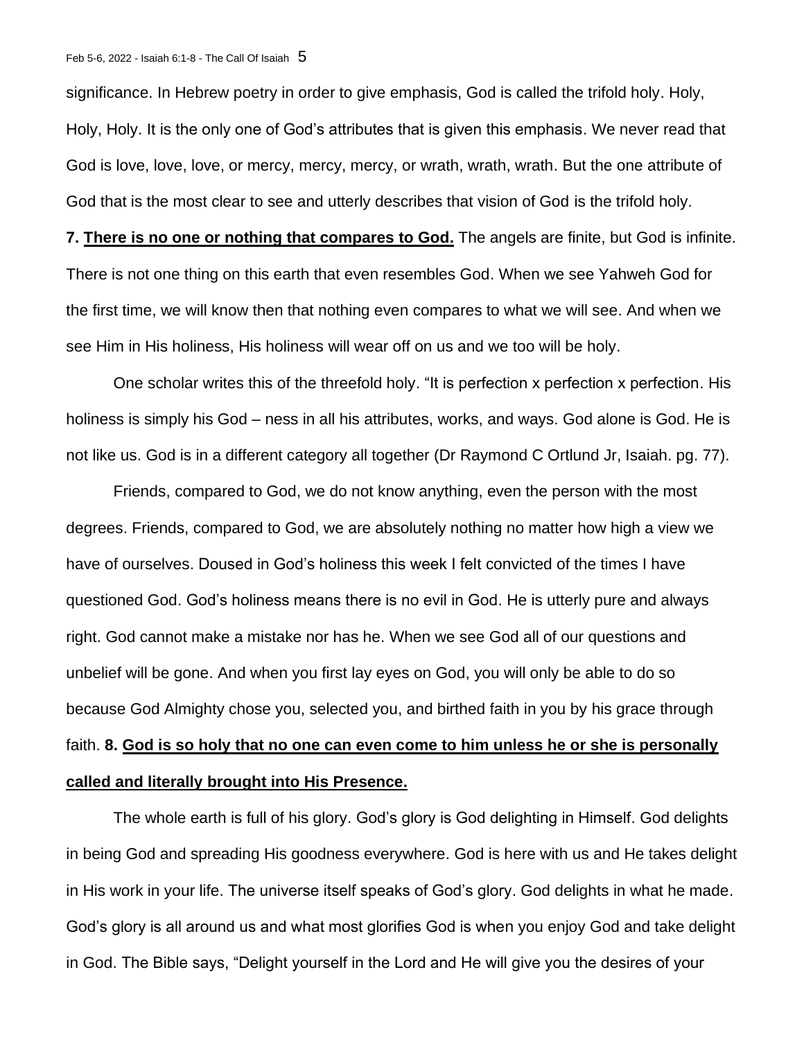significance. In Hebrew poetry in order to give emphasis, God is called the trifold holy. Holy, Holy, Holy. It is the only one of God's attributes that is given this emphasis. We never read that God is love, love, love, or mercy, mercy, mercy, or wrath, wrath, wrath. But the one attribute of God that is the most clear to see and utterly describes that vision of God is the trifold holy.

**7. <u>There is no one or nothing that compares to God.</u>** The angels are finite, but God is infinite. There is not one thing on this earth that even resembles God. When we see Yahweh God for the first time, we will know then that nothing even compares to what we will see. And when we see Him in His holiness, His holiness will wear off on us and we too will be holy.

One scholar writes this of the threefold holy. "It is perfection x perfection x perfection. His holiness is simply his God – ness in all his attributes, works, and ways. God alone is God. He is not like us. God is in a different category all together (Dr Raymond C Ortlund Jr, Isaiah. pg. 77).

Friends, compared to God, we do not know anything, even the person with the most degrees. Friends, compared to God, we are absolutely nothing no matter how high a view we have of ourselves. Doused in God's holiness this week I felt convicted of the times I have questioned God. God's holiness means there is no evil in God. He is utterly pure and always right. God cannot make a mistake nor has he. When we see God all of our questions and unbelief will be gone. And when you first lay eyes on God, you will only be able to do so because God Almighty chose you, selected you, and birthed faith in you by his grace through faith. **8. <u>God is so holy that no one can even come to him unless he or she is personally called and literally brought into His Presence.</u>**

The whole earth is full of his glory. God's glory is God delighting in Himself. God delights in being God and spreading His goodness everywhere. God is here with us and He takes delight in His work in your life. The universe itself speaks of God's glory. God delights in what he made. God's glory is all around us and what most glorifies God is when you enjoy God and take delight in God. The Bible says, "Delight yourself in the Lord and He will give you the desires of your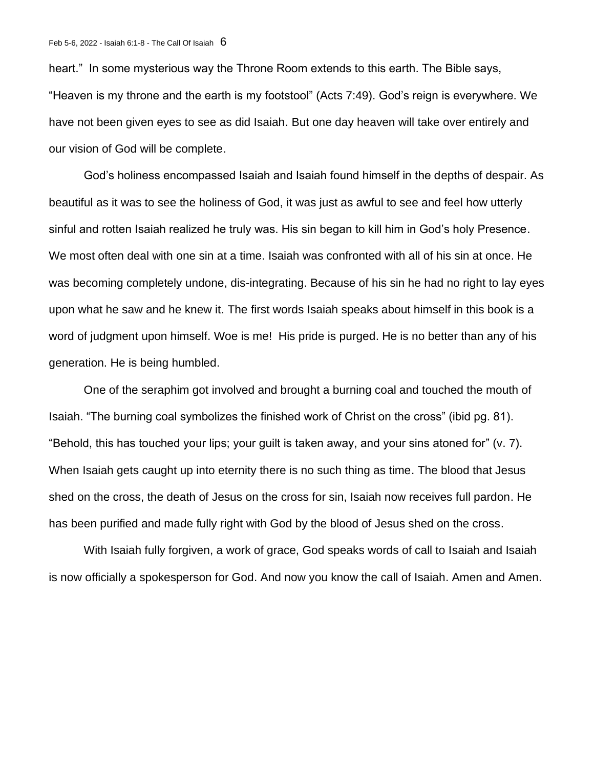heart." In some mysterious way the Throne Room extends to this earth. The Bible says, "Heaven is my throne and the earth is my footstool" (Acts 7:49). God's reign is everywhere. We have not been given eyes to see as did Isaiah. But one day heaven will take over entirely and our vision of God will be complete.

God's holiness encompassed Isaiah and Isaiah found himself in the depths of despair. As beautiful as it was to see the holiness of God, it was just as awful to see and feel how utterly sinful and rotten Isaiah realized he truly was. His sin began to kill him in God's holy Presence. We most often deal with one sin at a time. Isaiah was confronted with all of his sin at once. He was becoming completely undone, dis-integrating. Because of his sin he had no right to lay eyes upon what he saw and he knew it. The first words Isaiah speaks about himself in this book is a word of judgment upon himself. Woe is me! His pride is purged. He is no better than any of his generation. He is being humbled.

One of the seraphim got involved and brought a burning coal and touched the mouth of Isaiah. "The burning coal symbolizes the finished work of Christ on the cross" (ibid pg. 81). "Behold, this has touched your lips; your guilt is taken away, and your sins atoned for" (v. 7). When Isaiah gets caught up into eternity there is no such thing as time. The blood that Jesus shed on the cross, the death of Jesus on the cross for sin, Isaiah now receives full pardon. He has been purified and made fully right with God by the blood of Jesus shed on the cross.

With Isaiah fully forgiven, a work of grace, God speaks words of call to Isaiah and Isaiah is now officially a spokesperson for God. And now you know the call of Isaiah. Amen and Amen.